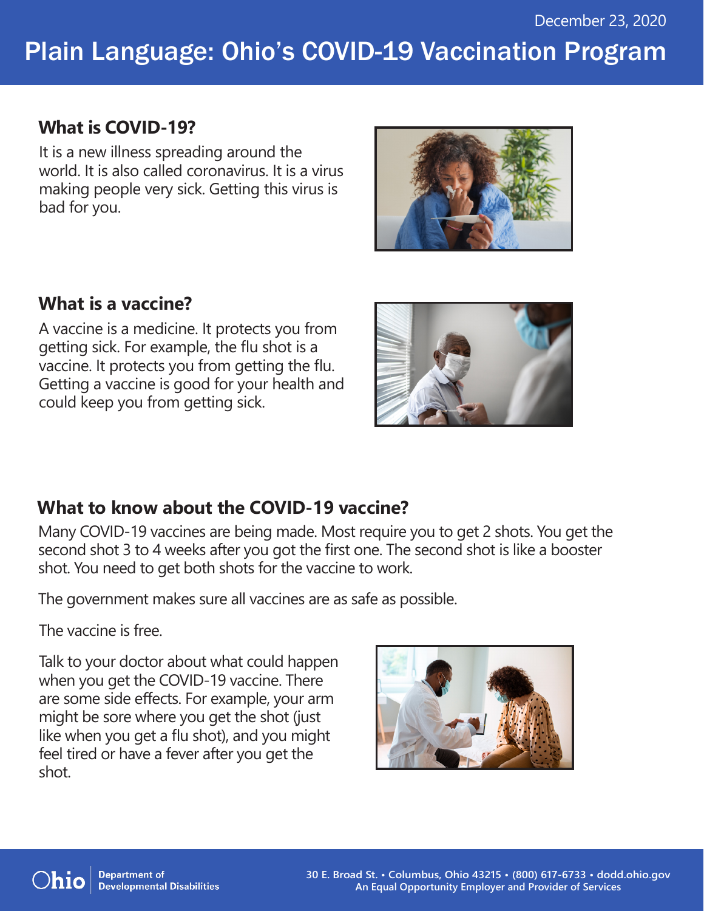December 23, 2020

# Plain Language: Ohio's COVID-19 Vaccination Program

## What is COVID-19?

It is a new illness spreading around the world. It is also called coronavirus. It is a virus making people very sick. Getting this virus is bad for you.

## What is a vaccine?

A vaccine is a medicine. It protects you from getting sick. For example, the flu shot is a vaccine. It protects you from getting the flu. Getting a vaccine is good for your health and could keep you from getting sick.

## What to know about the COVID-19 vaccine?

Many COVID-19 vaccines are being made. Most require you to get 2 shots. You get the second shot 3 to 4 weeks after you got the first one. The second shot is like a booster shot. You need to get both shots for the vaccine to work.

The government makes sure all vaccines are as safe as possible.

The vaccine is free.

Talk to your doctor about what could happen when you get the COVID-19 vaccine. There are some side effects. For example, your arm might be sore where you get the shot (just like when you get a flu shot), and you might feel tired or have a fever after you get the shot.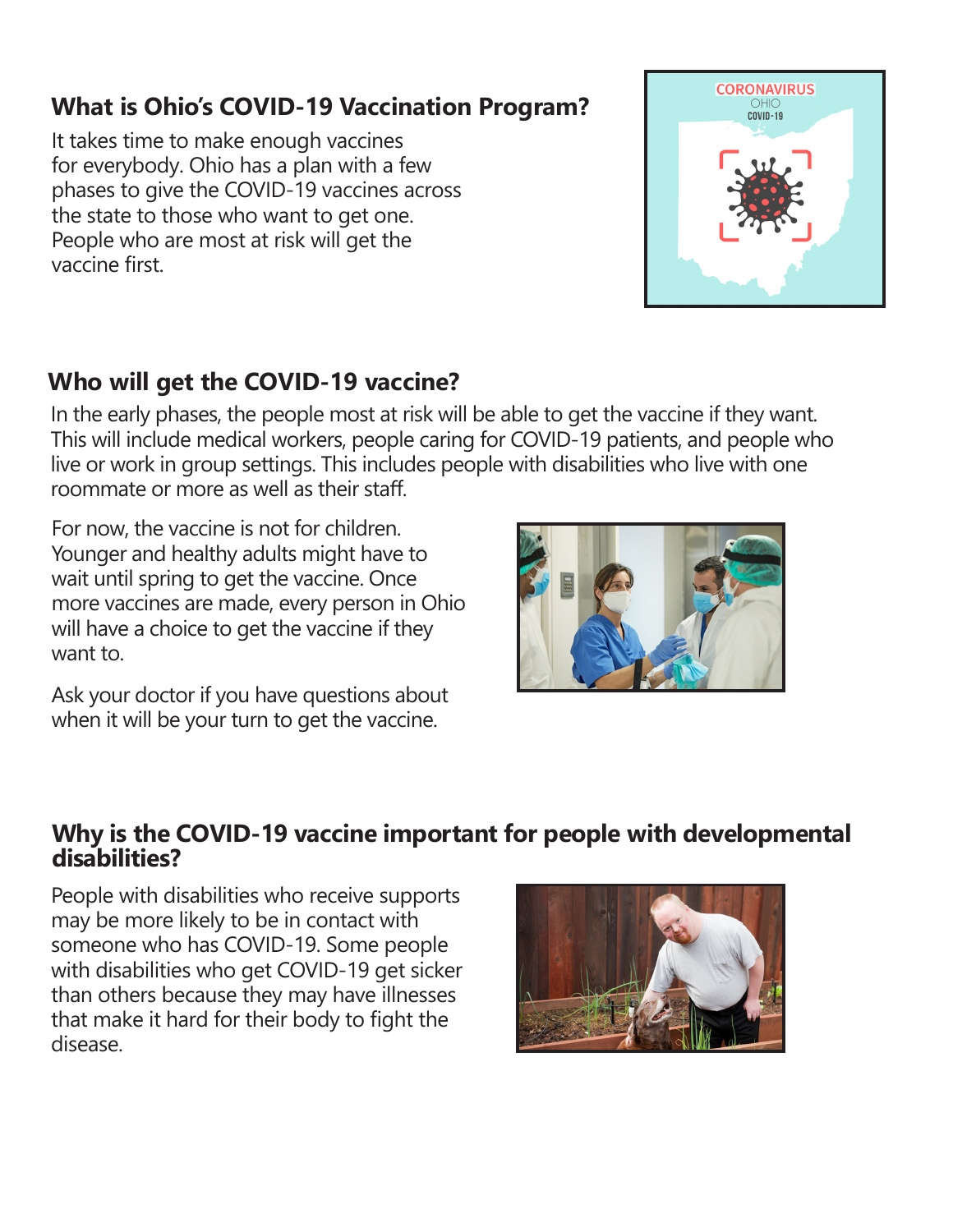## What is Ohio's COVID-19 Vaccination Program?

It takes time to make enough vaccines for everybody. Ohio has a plan with a few phases to give the COVID-19 vaccines across the state to those who want to get one. People who are most at risk will get the vaccine first.

## Who will get the COVID-19 vaccine?

In the early phases, the people most at risk will be able to get the vaccine if they want. This will include medical workers, people caring for COVID-19 patients, and people who live or work in group settings. This includes people with disabilities who live with one roommate or more as well as their staff.

For now, the vaccine is not for children. Younger and healthy adults might have to wait until spring to get the vaccine. Once more vaccines are made, every person in Ohio will have a choice to get the vaccine if they want to.

Ask your doctor if you have questions about when it will be your turn to get the vaccine.

## Why is the COVID-19 vaccine important for people with developmental disabilities?

People with disabilities who receive supports may be more likely to be in contact with someone who has COVID-19. Some people with disabilities who get COVID-19 get sicker than others because they may have illnesses that make it hard for their body to fight the disease.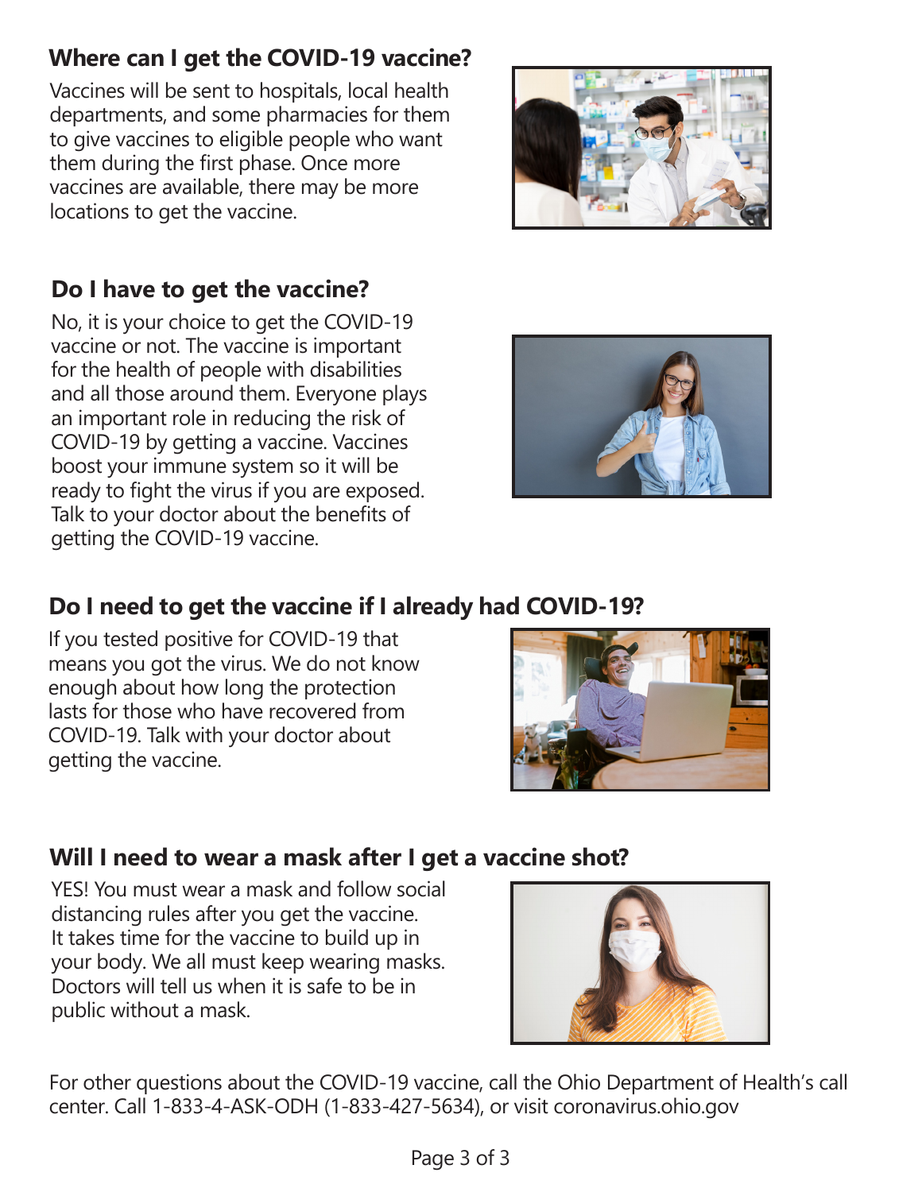## Where can I get the COVID-19 vaccine?

Vaccines will be sent to hospitals, local health departments, and some pharmacies for them to give vaccines to eligible people who want them during the first phase. Once more vaccines are available, there may be more locations to get the vaccine.

## Do I have to get the vaccine?

No, it is your choice to get the COVID-19 vaccine or not. The vaccine is important for the health of people with disabilities and all those around them. Everyone plays an important role in reducing the risk of COVID-19 by getting a vaccine. Vaccines boost your immune system so it will be ready to fight the virus if you are exposed. Talk to your doctor about the benefits of getting the COVID-19 vaccine.

## Do I need to get the vaccine if I already had COVID-19?

If you tested positive for COVID-19 that means you got the virus. We do not know enough about how long the protection lasts for those who have recovered from COVID-19. Talk with your doctor about getting the vaccine.

## Will I need to wear a mask after I get a vaccine shot?

YES! You must wear a mask and follow social distancing rules after you get the vaccine. It takes time for the vaccine to build up in your body. We all must keep wearing masks. Doctors will tell us when it is safe to be in public without a mask.

For other questions about the COVID-19 vaccine, call the Ohio Department of Health's call center. Call 1-833-4-ASK-ODH (1-833-427-5634), or visit coronavirus.ohio.gov